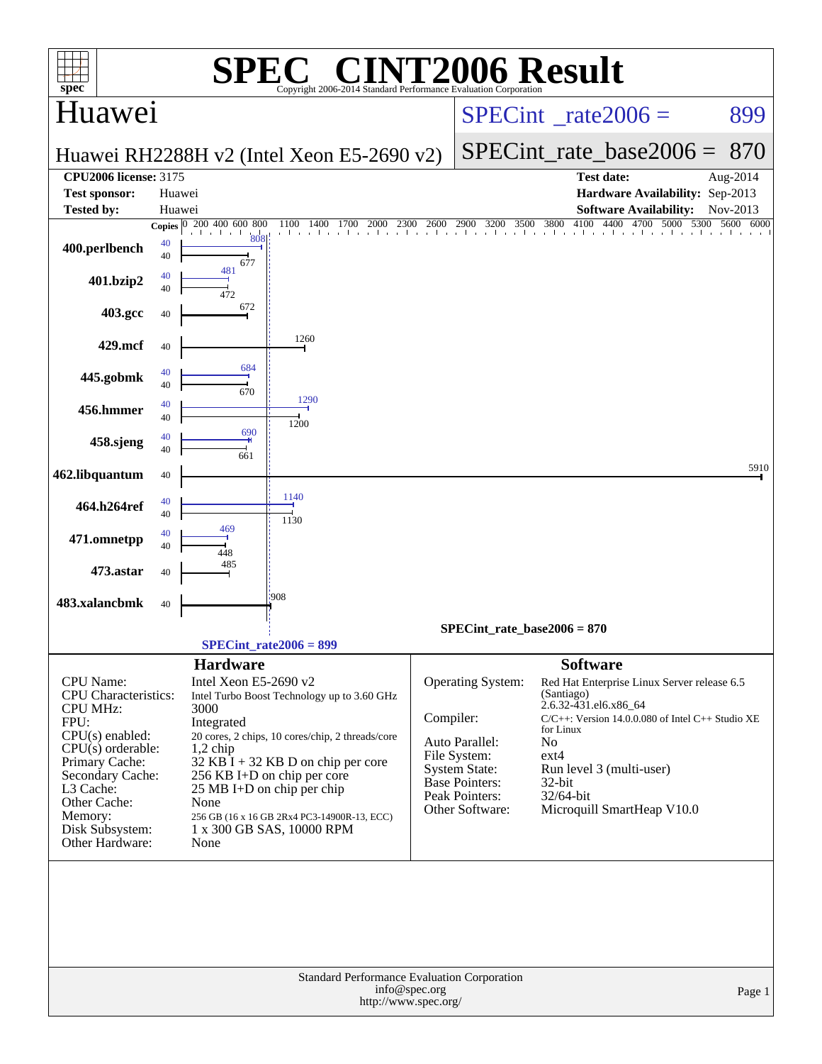# SPEC® CINT2006 Result

Copyright 2006-2014 Standard Performance Evaluation Corporation

## Huawei

**Huawei RH2288H v2 (Intel Xeon E5-2690 v2)**

SPECint_rate2006 = 899

SPECint_rate_base2006 = 870

| | | | |
|---|---|---|---|
| **CPU2006 license:** 3175 | | **Test date:** | Aug-2014 |
| **Test sponsor:** | Huawei | **Hardware Availability:** | Sep-2013 |
| **Tested by:** | Huawei | **Software Availability:** | Nov-2013 |

| Benchmark | Copies (base) | Base ratio | Copies (peak) | Peak ratio |
|---|---|---|---|---|
| 400.perlbench | 40 | 677 | 40 | 808 |
| 401.bzip2 | 40 | 472 | 40 | 481 |
| 403.gcc | 40 | 672 | | |
| 429.mcf | 40 | 1260 | | |
| 445.gobmk | 40 | 670 | 40 | 684 |
| 456.hmmer | 40 | 1200 | 40 | 1290 |
| 458.sjeng | 40 | 661 | 40 | 690 |
| 462.libquantum | 40 | 5910 | | |
| 464.h264ref | 40 | 1130 | 40 | 1140 |
| 471.omnetpp | 40 | 448 | 40 | 469 |
| 473.astar | 40 | 485 | | |
| 483.xalancbmk | 40 | 908 | | |

SPECint_rate_base2006 = 870

SPECint_rate2006 = 899

### Hardware

| | |
|---|---|
| CPU Name: | Intel Xeon E5-2690 v2 |
| CPU Characteristics: | Intel Turbo Boost Technology up to 3.60 GHz |
| CPU MHz: | 3000 |
| FPU: | Integrated |
| CPU(s) enabled: | 20 cores, 2 chips, 10 cores/chip, 2 threads/core |
| CPU(s) orderable: | 1,2 chip |
| Primary Cache: | 32 KB I + 32 KB D on chip per core |
| Secondary Cache: | 256 KB I+D on chip per core |
| L3 Cache: | 25 MB I+D on chip per chip |
| Other Cache: | None |
| Memory: | 256 GB (16 x 16 GB 2Rx4 PC3-14900R-13, ECC) |
| Disk Subsystem: | 1 x 300 GB SAS, 10000 RPM |
| Other Hardware: | None |

### Software

| | |
|---|---|
| Operating System: | Red Hat Enterprise Linux Server release 6.5 (Santiago) 2.6.32-431.el6.x86_64 |
| Compiler: | C/C++: Version 14.0.0.080 of Intel C++ Studio XE for Linux |
| Auto Parallel: | No |
| File System: | ext4 |
| System State: | Run level 3 (multi-user) |
| Base Pointers: | 32-bit |
| Peak Pointers: | 32/64-bit |
| Other Software: | Microquill SmartHeap V10.0 |

Standard Performance Evaluation Corporation
info@spec.org
http://www.spec.org/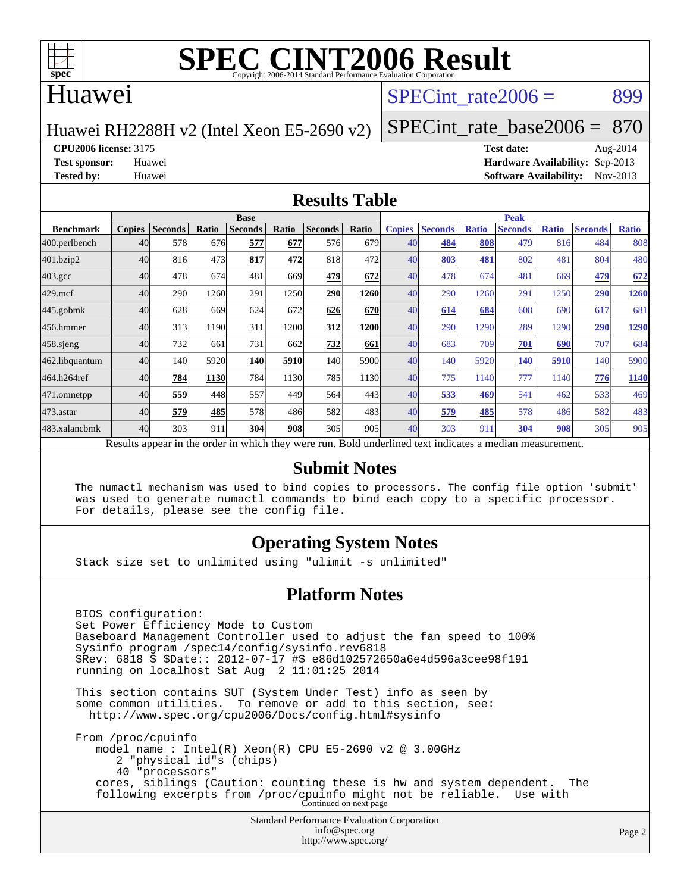# SPEC CINT2006 Result

Copyright 2006-2014 Standard Performance Evaluation Corporation

## Huawei

Huawei RH2288H v2 (Intel Xeon E5-2690 v2)

SPECint_rate2006 = 899

SPECint_rate_base2006 = 870

**CPU2006 license:** 3175
**Test sponsor:** Huawei
**Tested by:** Huawei

**Test date:** Aug-2014
**Hardware Availability:** Sep-2013
**Software Availability:** Nov-2013

## Results Table

| Benchmark | Base | | | | | | | Peak | | | | | | |
|---|---|---|---|---|---|---|---|---|---|---|---|---|---|---|
| | Copies | Seconds | Ratio | Seconds | Ratio | Seconds | Ratio | Copies | Seconds | Ratio | Seconds | Ratio | Seconds | Ratio |
| 400.perlbench | 40 | 578 | 676 | **577** | **677** | 576 | 679 | 40 | **484** | **808** | 479 | 816 | 484 | 808 |
| 401.bzip2 | 40 | 816 | 473 | **817** | **472** | 818 | 472 | 40 | **803** | **481** | 802 | 481 | 804 | 480 |
| 403.gcc | 40 | 478 | 674 | 481 | 669 | **479** | **672** | 40 | 478 | 674 | 481 | 669 | **479** | **672** |
| 429.mcf | 40 | 290 | 1260 | 291 | 1250 | **290** | **1260** | 40 | 290 | 1260 | 291 | 1250 | **290** | **1260** |
| 445.gobmk | 40 | 628 | 669 | 624 | 672 | **626** | **670** | 40 | **614** | **684** | 608 | 690 | 617 | 681 |
| 456.hmmer | 40 | 313 | 1190 | 311 | 1200 | **312** | **1200** | 40 | 290 | 1290 | 289 | 1290 | **290** | **1290** |
| 458.sjeng | 40 | 732 | 661 | 731 | 662 | **732** | **661** | 40 | 683 | 709 | **701** | **690** | 707 | 684 |
| 462.libquantum | 40 | 140 | 5920 | **140** | **5910** | 140 | 5900 | 40 | 140 | 5920 | **140** | **5910** | 140 | 5900 |
| 464.h264ref | 40 | **784** | **1130** | 784 | 1130 | 785 | 1130 | 40 | 775 | 1140 | 777 | 1140 | **776** | **1140** |
| 471.omnetpp | 40 | **559** | **448** | 557 | 449 | 564 | 443 | 40 | **533** | **469** | 541 | 462 | 533 | 469 |
| 473.astar | 40 | **579** | **485** | 578 | 486 | 582 | 483 | 40 | **579** | **485** | 578 | 486 | 582 | 483 |
| 483.xalancbmk | 40 | 303 | 911 | **304** | **908** | 305 | 905 | 40 | 303 | 911 | **304** | **908** | 305 | 905 |

Results appear in the order in which they were run. Bold underlined text indicates a median measurement.

## Submit Notes

```
The numactl mechanism was used to bind copies to processors. The config file option 'submit'
was used to generate numactl commands to bind each copy to a specific processor.
For details, please see the config file.
```

## Operating System Notes

```
Stack size set to unlimited using "ulimit -s unlimited"
```

## Platform Notes

```
BIOS configuration:
Set Power Efficiency Mode to Custom
Baseboard Management Controller used to adjust the fan speed to 100%
Sysinfo program /spec14/config/sysinfo.rev6818
$Rev: 6818 $ $Date:: 2012-07-17 #$ e86d102572650a6e4d596a3cee98f191
running on localhost Sat Aug  2 11:01:25 2014

This section contains SUT (System Under Test) info as seen by
some common utilities.  To remove or add to this section, see:
  http://www.spec.org/cpu2006/Docs/config.html#sysinfo

From /proc/cpuinfo
   model name : Intel(R) Xeon(R) CPU E5-2690 v2 @ 3.00GHz
      2 "physical id"s (chips)
      40 "processors"
   cores, siblings (Caution: counting these is hw and system dependent.  The
   following excerpts from /proc/cpuinfo might not be reliable.  Use with
```

Continued on next page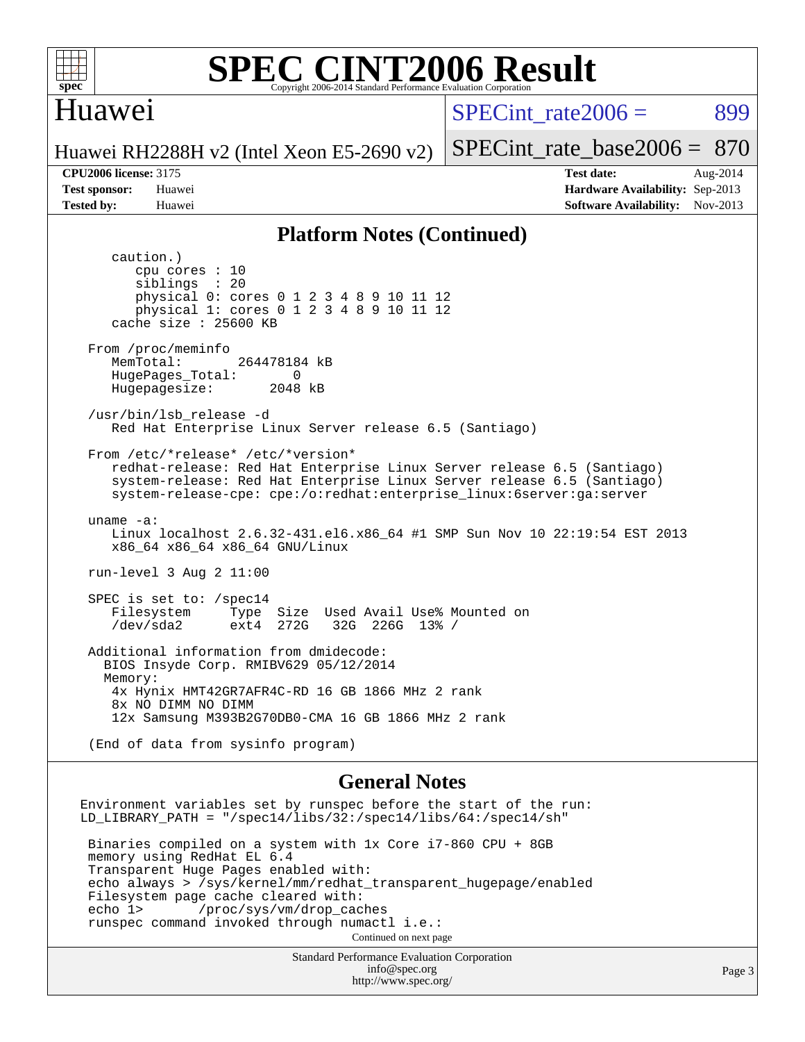# SPEC CINT2006 Result

Copyright 2006-2014 Standard Performance Evaluation Corporation

## Huawei

Huawei RH2288H v2 (Intel Xeon E5-2690 v2)

SPECint_rate2006 = 899

SPECint_rate_base2006 = 870

**CPU2006 license:** 3175
**Test sponsor:** Huawei
**Tested by:** Huawei

**Test date:** Aug-2014
**Hardware Availability:** Sep-2013
**Software Availability:** Nov-2013

## Platform Notes (Continued)

```
      caution.)
         cpu cores : 10
         siblings  : 20
         physical 0: cores 0 1 2 3 4 8 9 10 11 12
         physical 1: cores 0 1 2 3 4 8 9 10 11 12
      cache size : 25600 KB

   From /proc/meminfo
      MemTotal:       264478184 kB
      HugePages_Total:       0
      Hugepagesize:       2048 kB

   /usr/bin/lsb_release -d
      Red Hat Enterprise Linux Server release 6.5 (Santiago)

   From /etc/*release* /etc/*version*
      redhat-release: Red Hat Enterprise Linux Server release 6.5 (Santiago)
      system-release: Red Hat Enterprise Linux Server release 6.5 (Santiago)
      system-release-cpe: cpe:/o:redhat:enterprise_linux:6server:ga:server

   uname -a:
      Linux localhost 2.6.32-431.el6.x86_64 #1 SMP Sun Nov 10 22:19:54 EST 2013
      x86_64 x86_64 x86_64 GNU/Linux

   run-level 3 Aug 2 11:00

   SPEC is set to: /spec14
      Filesystem     Type  Size  Used Avail Use% Mounted on
      /dev/sda2      ext4  272G   32G  226G  13% /

   Additional information from dmidecode:
     BIOS Insyde Corp. RMIBV629 05/12/2014
     Memory:
      4x Hynix HMT42GR7AFR4C-RD 16 GB 1866 MHz 2 rank
      8x NO DIMM NO DIMM
      12x Samsung M393B2G70DB0-CMA 16 GB 1866 MHz 2 rank

   (End of data from sysinfo program)
```

## General Notes

```
Environment variables set by runspec before the start of the run:
LD_LIBRARY_PATH = "/spec14/libs/32:/spec14/libs/64:/spec14/sh"

 Binaries compiled on a system with 1x Core i7-860 CPU + 8GB
 memory using RedHat EL 6.4
 Transparent Huge Pages enabled with:
 echo always > /sys/kernel/mm/redhat_transparent_hugepage/enabled
 Filesystem page cache cleared with:
 echo 1>       /proc/sys/vm/drop_caches
 runspec command invoked through numactl i.e.:
```

Continued on next page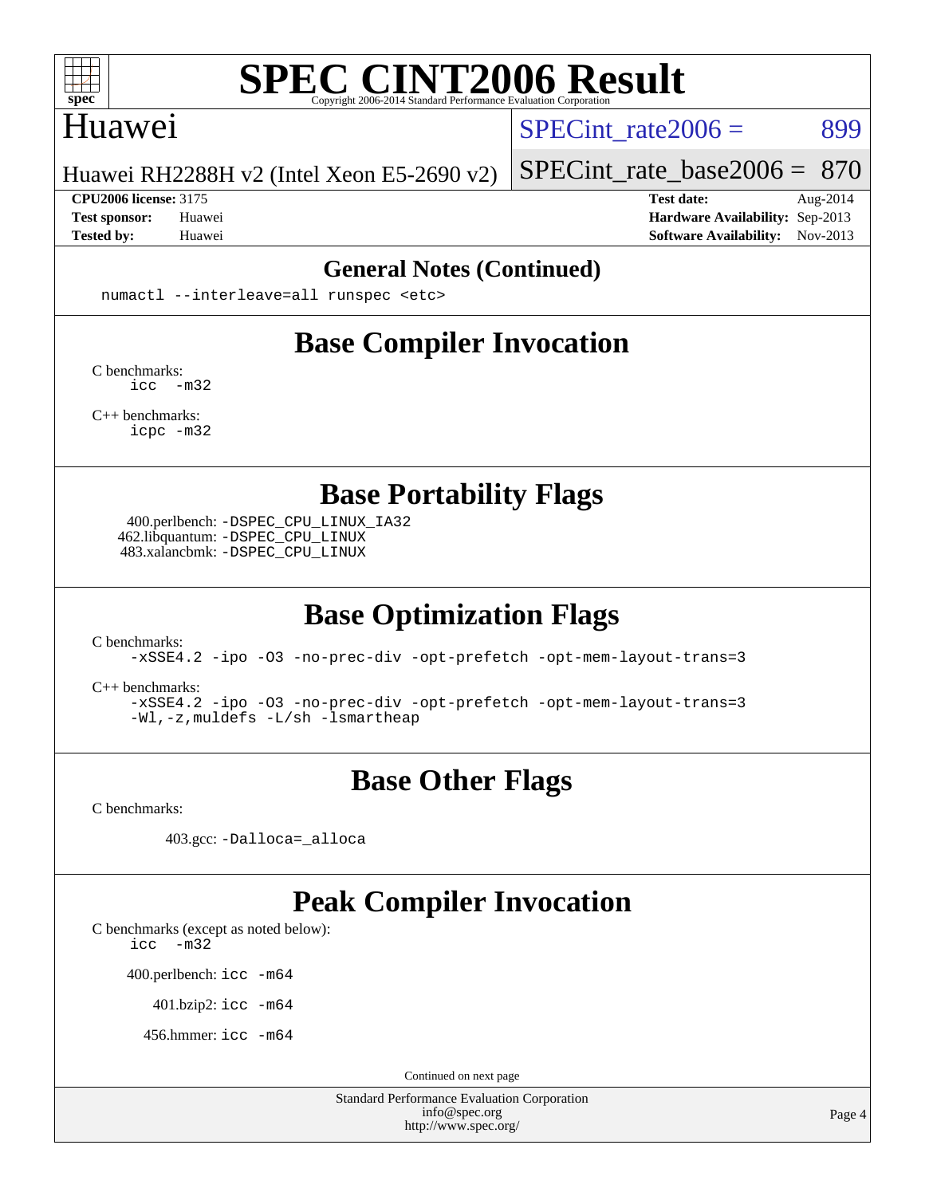# SPEC CINT2006 Result

## Huawei

Huawei RH2288H v2 (Intel Xeon E5-2690 v2)

SPECint_rate2006 = 899

SPECint_rate_base2006 = 870

**CPU2006 license:** 3175
**Test sponsor:** Huawei
**Tested by:** Huawei

**Test date:** Aug-2014
**Hardware Availability:** Sep-2013
**Software Availability:** Nov-2013

## General Notes (Continued)

```
numactl --interleave=all runspec <etc>
```

## Base Compiler Invocation

C benchmarks:
```
icc  -m32
```

C++ benchmarks:
```
icpc -m32
```

## Base Portability Flags

400.perlbench: `-DSPEC_CPU_LINUX_IA32`
462.libquantum: `-DSPEC_CPU_LINUX`
483.xalancbmk: `-DSPEC_CPU_LINUX`

## Base Optimization Flags

C benchmarks:
```
-xSSE4.2 -ipo -O3 -no-prec-div -opt-prefetch -opt-mem-layout-trans=3
```

C++ benchmarks:
```
-xSSE4.2 -ipo -O3 -no-prec-div -opt-prefetch -opt-mem-layout-trans=3
-Wl,-z,muldefs -L/sh -lsmartheap
```

## Base Other Flags

C benchmarks:

403.gcc: `-Dalloca=_alloca`

## Peak Compiler Invocation

C benchmarks (except as noted below):
```
icc  -m32
```

400.perlbench: `icc -m64`

401.bzip2: `icc -m64`

456.hmmer: `icc -m64`

Continued on next page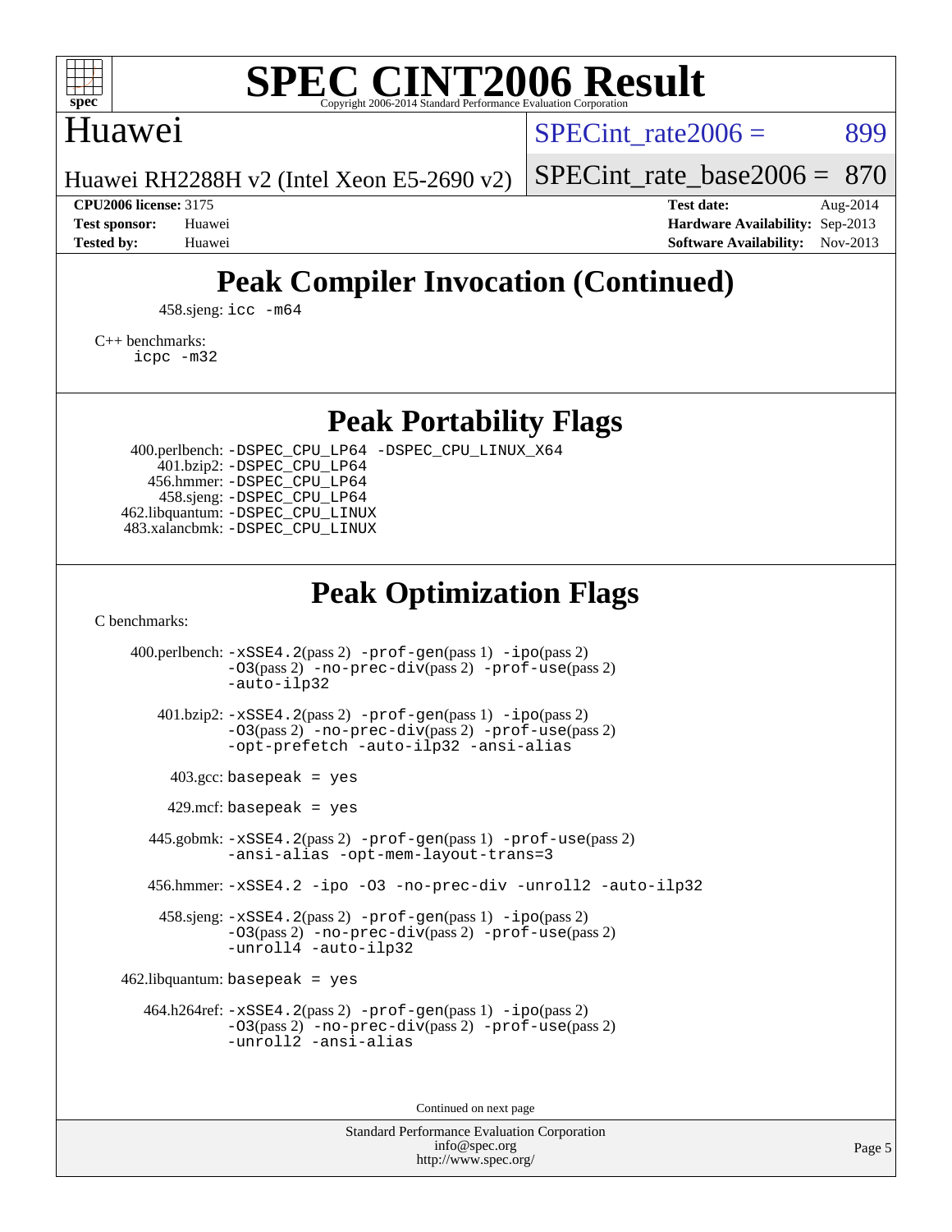# SPEC CINT2006 Result

Copyright 2006-2014 Standard Performance Evaluation Corporation

## Huawei

Huawei RH2288H v2 (Intel Xeon E5-2690 v2)

SPECint_rate2006 = 899

SPECint_rate_base2006 = 870

**CPU2006 license:** 3175
**Test sponsor:** Huawei
**Tested by:** Huawei

**Test date:** Aug-2014
**Hardware Availability:** Sep-2013
**Software Availability:** Nov-2013

## Peak Compiler Invocation (Continued)

458.sjeng: icc -m64

C++ benchmarks:
icpc -m32

## Peak Portability Flags

400.perlbench: -DSPEC_CPU_LP64 -DSPEC_CPU_LINUX_X64
401.bzip2: -DSPEC_CPU_LP64
456.hmmer: -DSPEC_CPU_LP64
458.sjeng: -DSPEC_CPU_LP64
462.libquantum: -DSPEC_CPU_LINUX
483.xalancbmk: -DSPEC_CPU_LINUX

## Peak Optimization Flags

C benchmarks:

400.perlbench: -xSSE4.2(pass 2) -prof-gen(pass 1) -ipo(pass 2) -O3(pass 2) -no-prec-div(pass 2) -prof-use(pass 2) -auto-ilp32

401.bzip2: -xSSE4.2(pass 2) -prof-gen(pass 1) -ipo(pass 2) -O3(pass 2) -no-prec-div(pass 2) -prof-use(pass 2) -opt-prefetch -auto-ilp32 -ansi-alias

403.gcc: basepeak = yes

429.mcf: basepeak = yes

445.gobmk: -xSSE4.2(pass 2) -prof-gen(pass 1) -prof-use(pass 2) -ansi-alias -opt-mem-layout-trans=3

456.hmmer: -xSSE4.2 -ipo -O3 -no-prec-div -unroll2 -auto-ilp32

458.sjeng: -xSSE4.2(pass 2) -prof-gen(pass 1) -ipo(pass 2) -O3(pass 2) -no-prec-div(pass 2) -prof-use(pass 2) -unroll4 -auto-ilp32

462.libquantum: basepeak = yes

464.h264ref: -xSSE4.2(pass 2) -prof-gen(pass 1) -ipo(pass 2) -O3(pass 2) -no-prec-div(pass 2) -prof-use(pass 2) -unroll2 -ansi-alias

Continued on next page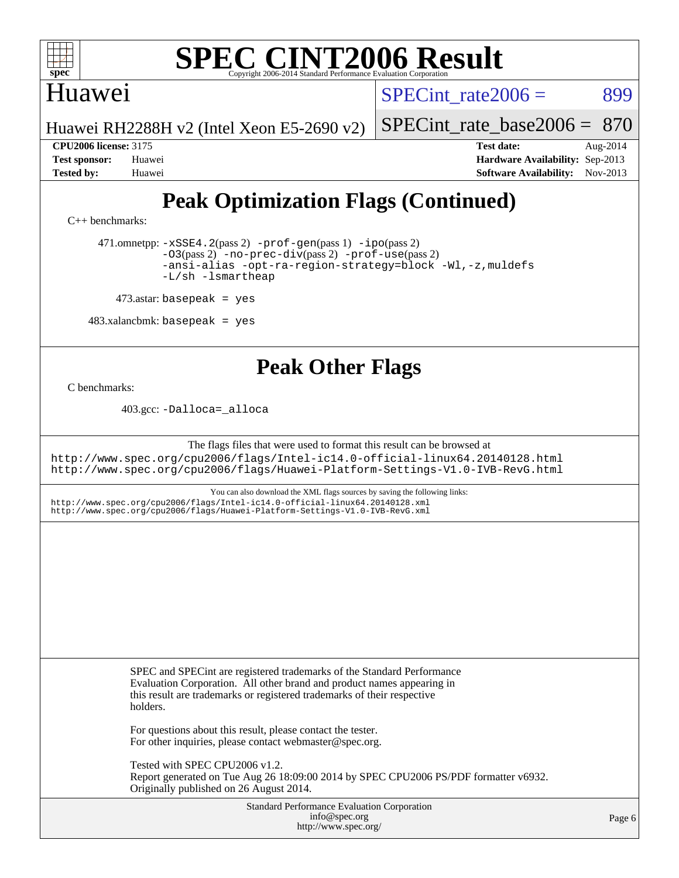# Peak Optimization Flags (Continued)

C++ benchmarks:

471.omnetpp: -xSSE4.2(pass 2) -prof-gen(pass 1) -ipo(pass 2) -O3(pass 2) -no-prec-div(pass 2) -prof-use(pass 2) -ansi-alias -opt-ra-region-strategy=block -Wl,-z,muldefs -L/sh -lsmartheap

473.astar: basepeak = yes

483.xalancbmk: basepeak = yes

# Peak Other Flags

C benchmarks:

403.gcc: -Dalloca=_alloca

The flags files that were used to format this result can be browsed at
http://www.spec.org/cpu2006/flags/Intel-ic14.0-official-linux64.20140128.html
http://www.spec.org/cpu2006/flags/Huawei-Platform-Settings-V1.0-IVB-RevG.html

You can also download the XML flags sources by saving the following links:
http://www.spec.org/cpu2006/flags/Intel-ic14.0-official-linux64.20140128.xml
http://www.spec.org/cpu2006/flags/Huawei-Platform-Settings-V1.0-IVB-RevG.xml

SPEC and SPECint are registered trademarks of the Standard Performance Evaluation Corporation. All other brand and product names appearing in this result are trademarks or registered trademarks of their respective holders.

For questions about this result, please contact the tester.
For other inquiries, please contact webmaster@spec.org.

Tested with SPEC CPU2006 v1.2.
Report generated on Tue Aug 26 18:09:00 2014 by SPEC CPU2006 PS/PDF formatter v6932.
Originally published on 26 August 2014.